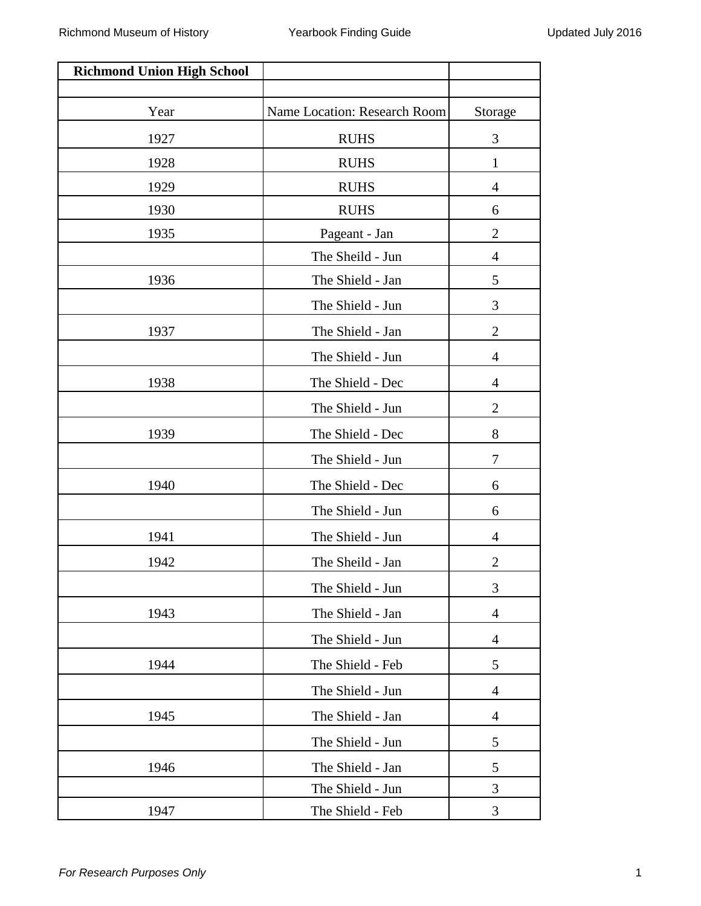| Richmond Union High School | | |
|---|---|---|
| | | |
| Year | Name Location: Research Room | Storage |
| 1927 | RUHS | 3 |
| 1928 | RUHS | 1 |
| 1929 | RUHS | 4 |
| 1930 | RUHS | 6 |
| 1935 | Pageant - Jan | 2 |
| | The Sheild - Jun | 4 |
| 1936 | The Shield - Jan | 5 |
| | The Shield - Jun | 3 |
| 1937 | The Shield - Jan | 2 |
| | The Shield - Jun | 4 |
| 1938 | The Shield - Dec | 4 |
| | The Shield - Jun | 2 |
| 1939 | The Shield - Dec | 8 |
| | The Shield - Jun | 7 |
| 1940 | The Shield - Dec | 6 |
| | The Shield - Jun | 6 |
| 1941 | The Shield - Jun | 4 |
| 1942 | The Sheild - Jan | 2 |
| | The Shield - Jun | 3 |
| 1943 | The Shield - Jan | 4 |
| | The Shield - Jun | 4 |
| 1944 | The Shield - Feb | 5 |
| | The Shield - Jun | 4 |
| 1945 | The Shield - Jan | 4 |
| | The Shield - Jun | 5 |
| 1946 | The Shield - Jan | 5 |
| | The Shield - Jun | 3 |
| 1947 | The Shield - Feb | 3 |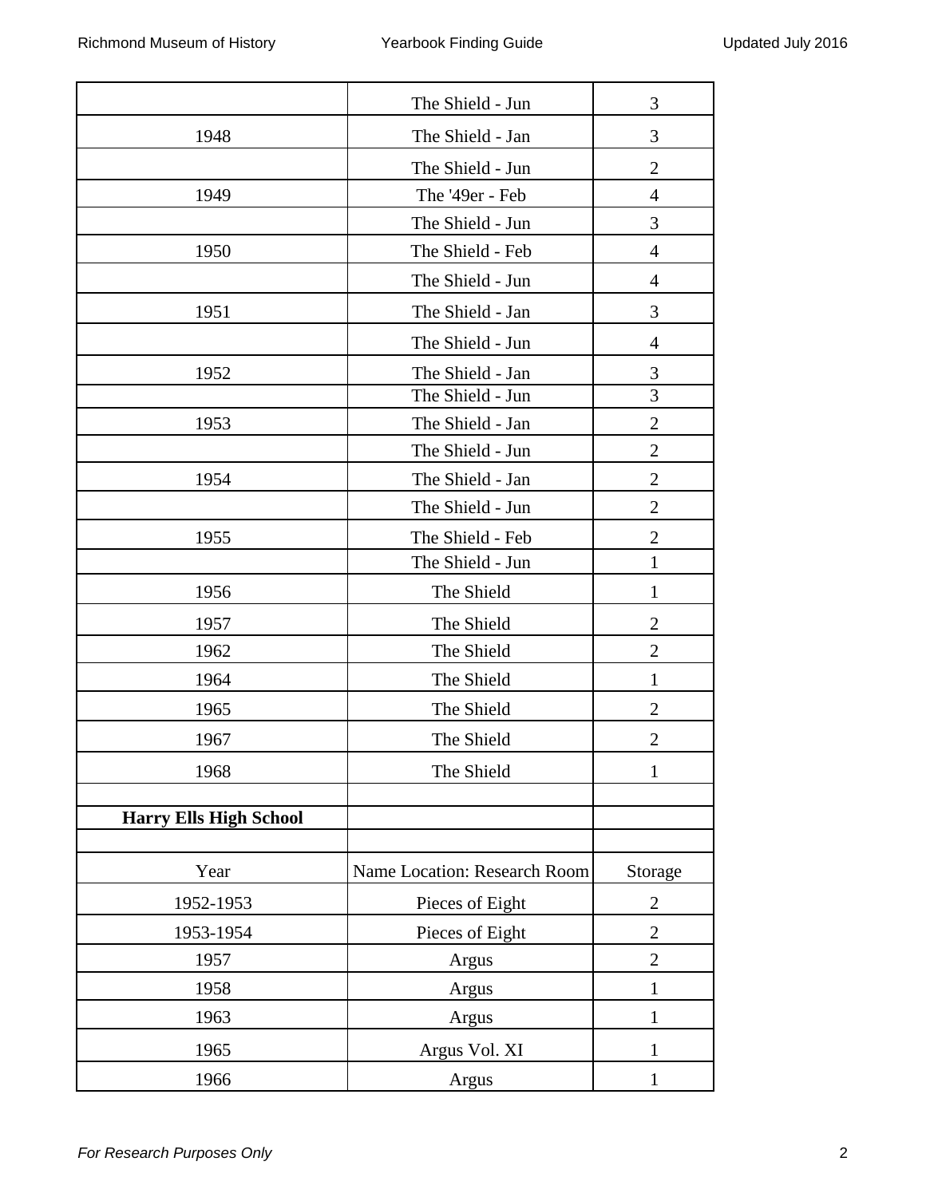| | | |
|---|---|---|
| | The Shield - Jun | 3 |
| 1948 | The Shield - Jan | 3 |
| | The Shield - Jun | 2 |
| 1949 | The '49er - Feb | 4 |
| | The Shield - Jun | 3 |
| 1950 | The Shield - Feb | 4 |
| | The Shield - Jun | 4 |
| 1951 | The Shield - Jan | 3 |
| | The Shield - Jun | 4 |
| 1952 | The Shield - Jan | 3 |
| | The Shield - Jun | 3 |
| 1953 | The Shield - Jan | 2 |
| | The Shield - Jun | 2 |
| 1954 | The Shield - Jan | 2 |
| | The Shield - Jun | 2 |
| 1955 | The Shield - Feb | 2 |
| | The Shield - Jun | 1 |
| 1956 | The Shield | 1 |
| 1957 | The Shield | 2 |
| 1962 | The Shield | 2 |
| 1964 | The Shield | 1 |
| 1965 | The Shield | 2 |
| 1967 | The Shield | 2 |
| 1968 | The Shield | 1 |
| | | |
| **Harry Ells High School** | | |
| | | |
| Year | Name Location: Research Room | Storage |
| 1952-1953 | Pieces of Eight | 2 |
| 1953-1954 | Pieces of Eight | 2 |
| 1957 | Argus | 2 |
| 1958 | Argus | 1 |
| 1963 | Argus | 1 |
| 1965 | Argus Vol. XI | 1 |
| 1966 | Argus | 1 |

*For Research Purposes Only*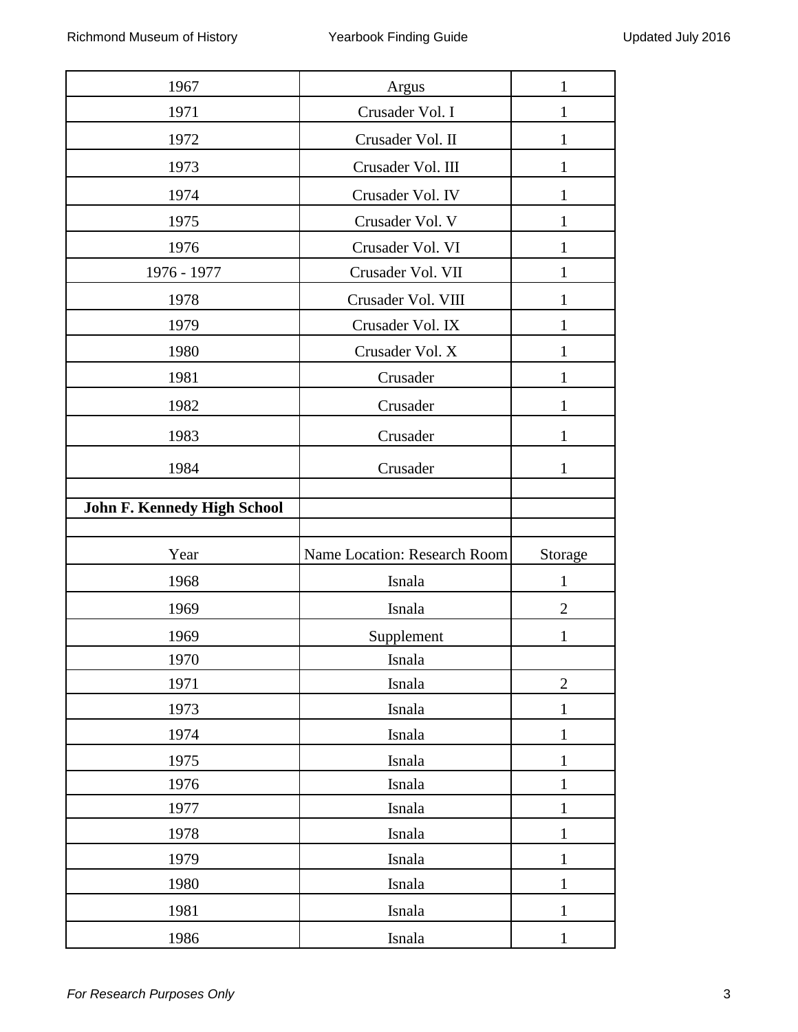| | | |
|---|---|---|
| 1967 | Argus | 1 |
| 1971 | Crusader Vol. I | 1 |
| 1972 | Crusader Vol. II | 1 |
| 1973 | Crusader Vol. III | 1 |
| 1974 | Crusader Vol. IV | 1 |
| 1975 | Crusader Vol. V | 1 |
| 1976 | Crusader Vol. VI | 1 |
| 1976 - 1977 | Crusader Vol. VII | 1 |
| 1978 | Crusader Vol. VIII | 1 |
| 1979 | Crusader Vol. IX | 1 |
| 1980 | Crusader Vol. X | 1 |
| 1981 | Crusader | 1 |
| 1982 | Crusader | 1 |
| 1983 | Crusader | 1 |
| 1984 | Crusader | 1 |
| | | |
| **John F. Kennedy High School** | | |
| | | |
| Year | Name Location: Research Room | Storage |
| 1968 | Isnala | 1 |
| 1969 | Isnala | 2 |
| 1969 | Supplement | 1 |
| 1970 | Isnala | |
| 1971 | Isnala | 2 |
| 1973 | Isnala | 1 |
| 1974 | Isnala | 1 |
| 1975 | Isnala | 1 |
| 1976 | Isnala | 1 |
| 1977 | Isnala | 1 |
| 1978 | Isnala | 1 |
| 1979 | Isnala | 1 |
| 1980 | Isnala | 1 |
| 1981 | Isnala | 1 |
| 1986 | Isnala | 1 |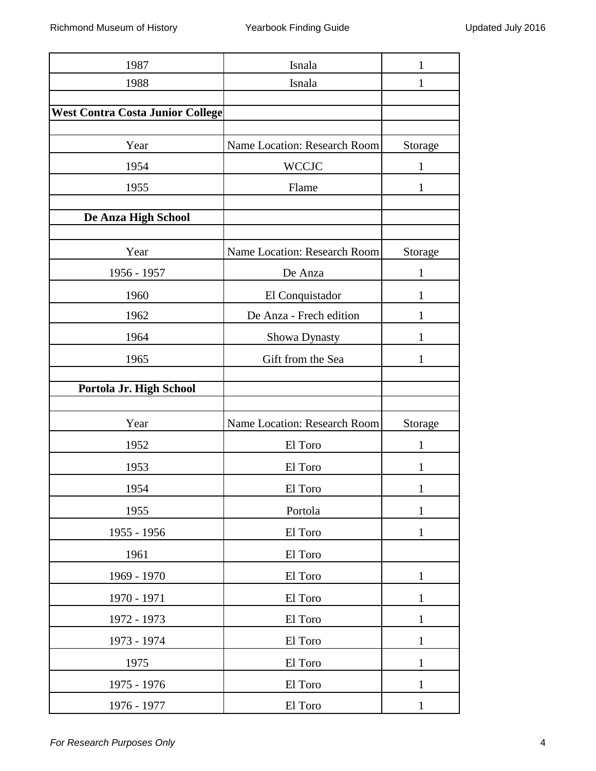| | | |
|---|---|---|
| 1987 | Isnala | 1 |
| 1988 | Isnala | 1 |

**West Contra Costa Junior College**

| Year | Name Location: Research Room | Storage |
|---|---|---|
| 1954 | WCCJC | 1 |
| 1955 | Flame | 1 |

**De Anza High School**

| Year | Name Location: Research Room | Storage |
|---|---|---|
| 1956 - 1957 | De Anza | 1 |
| 1960 | El Conquistador | 1 |
| 1962 | De Anza - Frech edition | 1 |
| 1964 | Showa Dynasty | 1 |
| 1965 | Gift from the Sea | 1 |

**Portola Jr. High School**

| Year | Name Location: Research Room | Storage |
|---|---|---|
| 1952 | El Toro | 1 |
| 1953 | El Toro | 1 |
| 1954 | El Toro | 1 |
| 1955 | Portola | 1 |
| 1955 - 1956 | El Toro | 1 |
| 1961 | El Toro | |
| 1969 - 1970 | El Toro | 1 |
| 1970 - 1971 | El Toro | 1 |
| 1972 - 1973 | El Toro | 1 |
| 1973 - 1974 | El Toro | 1 |
| 1975 | El Toro | 1 |
| 1975 - 1976 | El Toro | 1 |
| 1976 - 1977 | El Toro | 1 |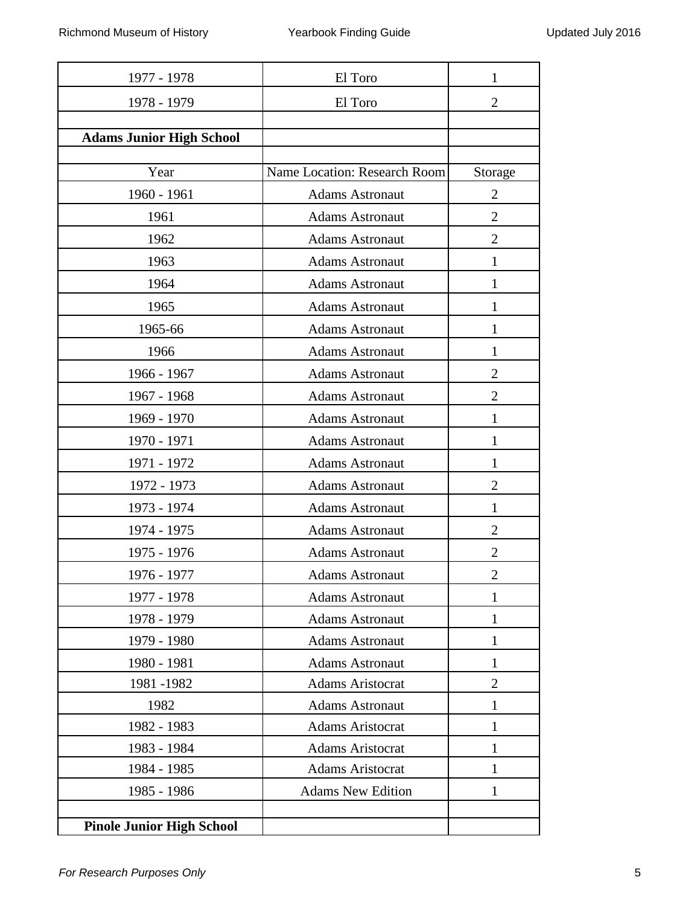| | | |
|---|---|---|
| 1977 - 1978 | El Toro | 1 |
| 1978 - 1979 | El Toro | 2 |
| | | |
| **Adams Junior High School** | | |
| | | |
| Year | Name Location: Research Room | Storage |
| 1960 - 1961 | Adams Astronaut | 2 |
| 1961 | Adams Astronaut | 2 |
| 1962 | Adams Astronaut | 2 |
| 1963 | Adams Astronaut | 1 |
| 1964 | Adams Astronaut | 1 |
| 1965 | Adams Astronaut | 1 |
| 1965-66 | Adams Astronaut | 1 |
| 1966 | Adams Astronaut | 1 |
| 1966 - 1967 | Adams Astronaut | 2 |
| 1967 - 1968 | Adams Astronaut | 2 |
| 1969 - 1970 | Adams Astronaut | 1 |
| 1970 - 1971 | Adams Astronaut | 1 |
| 1971 - 1972 | Adams Astronaut | 1 |
| 1972 - 1973 | Adams Astronaut | 2 |
| 1973 - 1974 | Adams Astronaut | 1 |
| 1974 - 1975 | Adams Astronaut | 2 |
| 1975 - 1976 | Adams Astronaut | 2 |
| 1976 - 1977 | Adams Astronaut | 2 |
| 1977 - 1978 | Adams Astronaut | 1 |
| 1978 - 1979 | Adams Astronaut | 1 |
| 1979 - 1980 | Adams Astronaut | 1 |
| 1980 - 1981 | Adams Astronaut | 1 |
| 1981 -1982 | Adams Aristocrat | 2 |
| 1982 | Adams Astronaut | 1 |
| 1982 - 1983 | Adams Aristocrat | 1 |
| 1983 - 1984 | Adams Aristocrat | 1 |
| 1984 - 1985 | Adams Aristocrat | 1 |
| 1985 - 1986 | Adams New Edition | 1 |
| | | |
| **Pinole Junior High School** | | |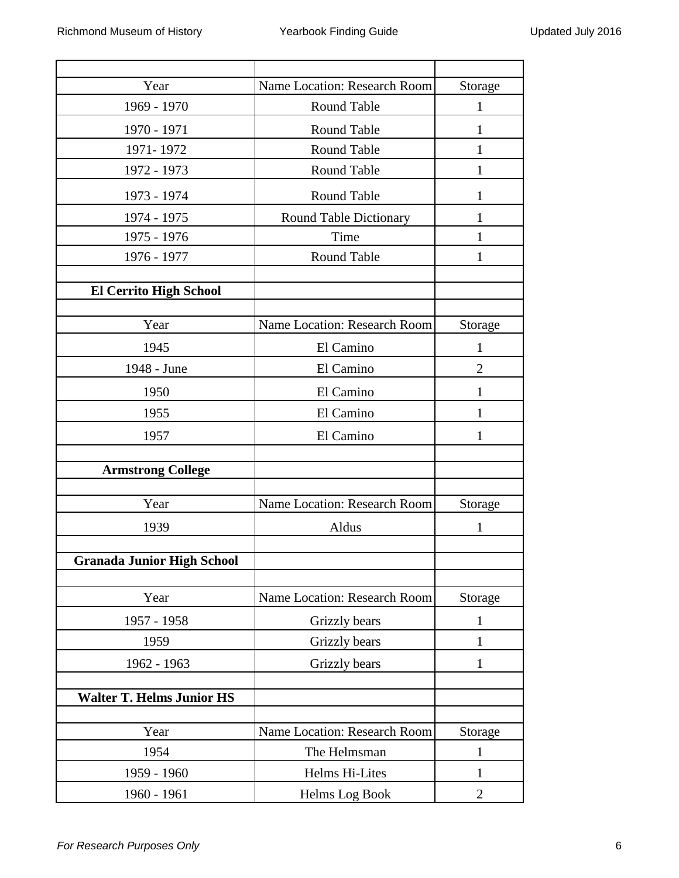| Year | Name Location: Research Room | Storage |
|---|---|---|
| 1969 - 1970 | Round Table | 1 |
| 1970 - 1971 | Round Table | 1 |
| 1971- 1972 | Round Table | 1 |
| 1972 - 1973 | Round Table | 1 |
| 1973 - 1974 | Round Table | 1 |
| 1974 - 1975 | Round Table Dictionary | 1 |
| 1975 - 1976 | Time | 1 |
| 1976 - 1977 | Round Table | 1 |

**El Cerrito High School**

| Year | Name Location: Research Room | Storage |
|---|---|---|
| 1945 | El Camino | 1 |
| 1948 - June | El Camino | 2 |
| 1950 | El Camino | 1 |
| 1955 | El Camino | 1 |
| 1957 | El Camino | 1 |

**Armstrong College**

| Year | Name Location: Research Room | Storage |
|---|---|---|
| 1939 | Aldus | 1 |

**Granada Junior High School**

| Year | Name Location: Research Room | Storage |
|---|---|---|
| 1957 - 1958 | Grizzly bears | 1 |
| 1959 | Grizzly bears | 1 |
| 1962 - 1963 | Grizzly bears | 1 |

**Walter T. Helms Junior HS**

| Year | Name Location: Research Room | Storage |
|---|---|---|
| 1954 | The Helmsman | 1 |
| 1959 - 1960 | Helms Hi-Lites | 1 |
| 1960 - 1961 | Helms Log Book | 2 |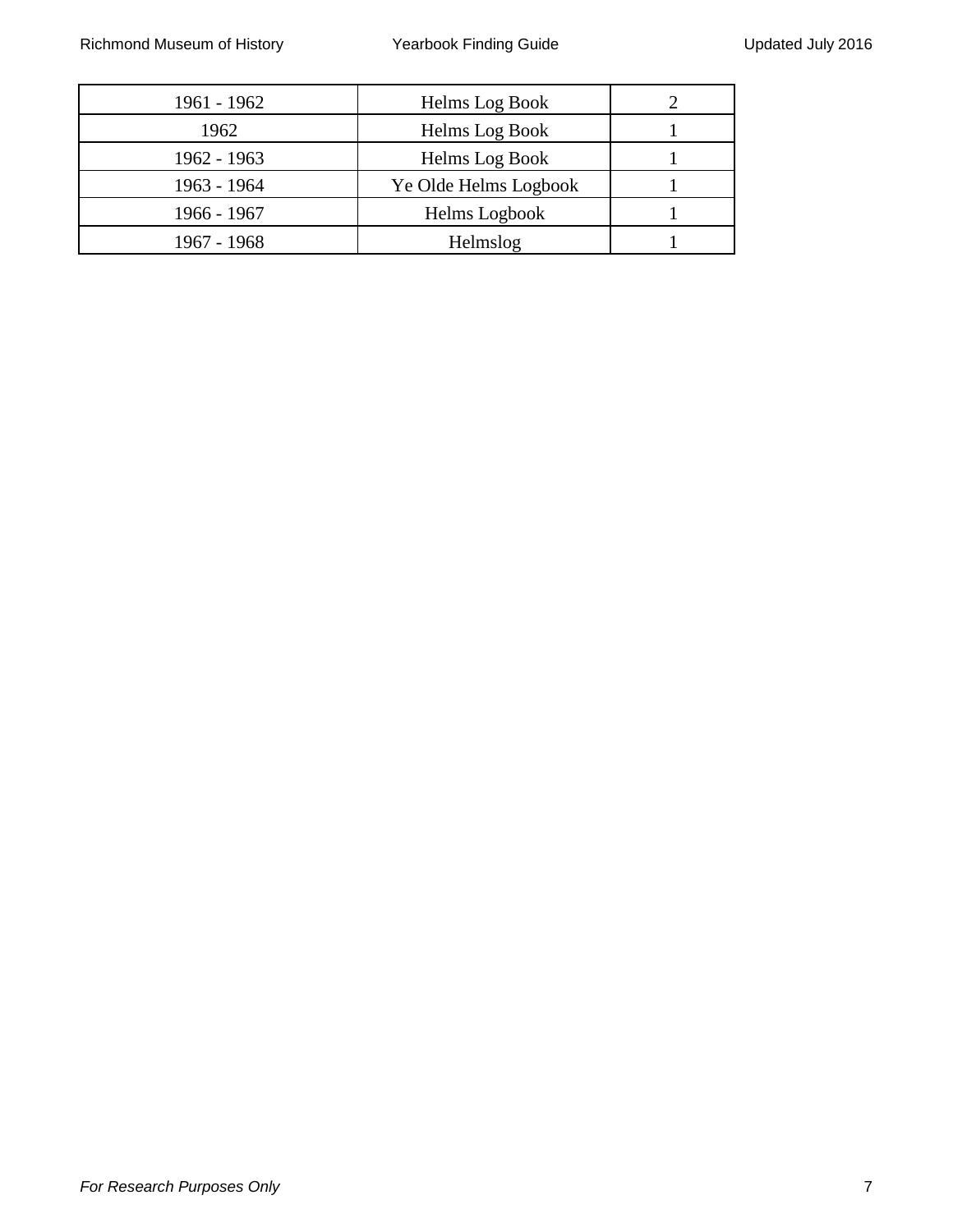| | | |
|---|---|---|
| 1961 - 1962 | Helms Log Book | 2 |
| 1962 | Helms Log Book | 1 |
| 1962 - 1963 | Helms Log Book | 1 |
| 1963 - 1964 | Ye Olde Helms Logbook | 1 |
| 1966 - 1967 | Helms Logbook | 1 |
| 1967 - 1968 | Helmslog | 1 |